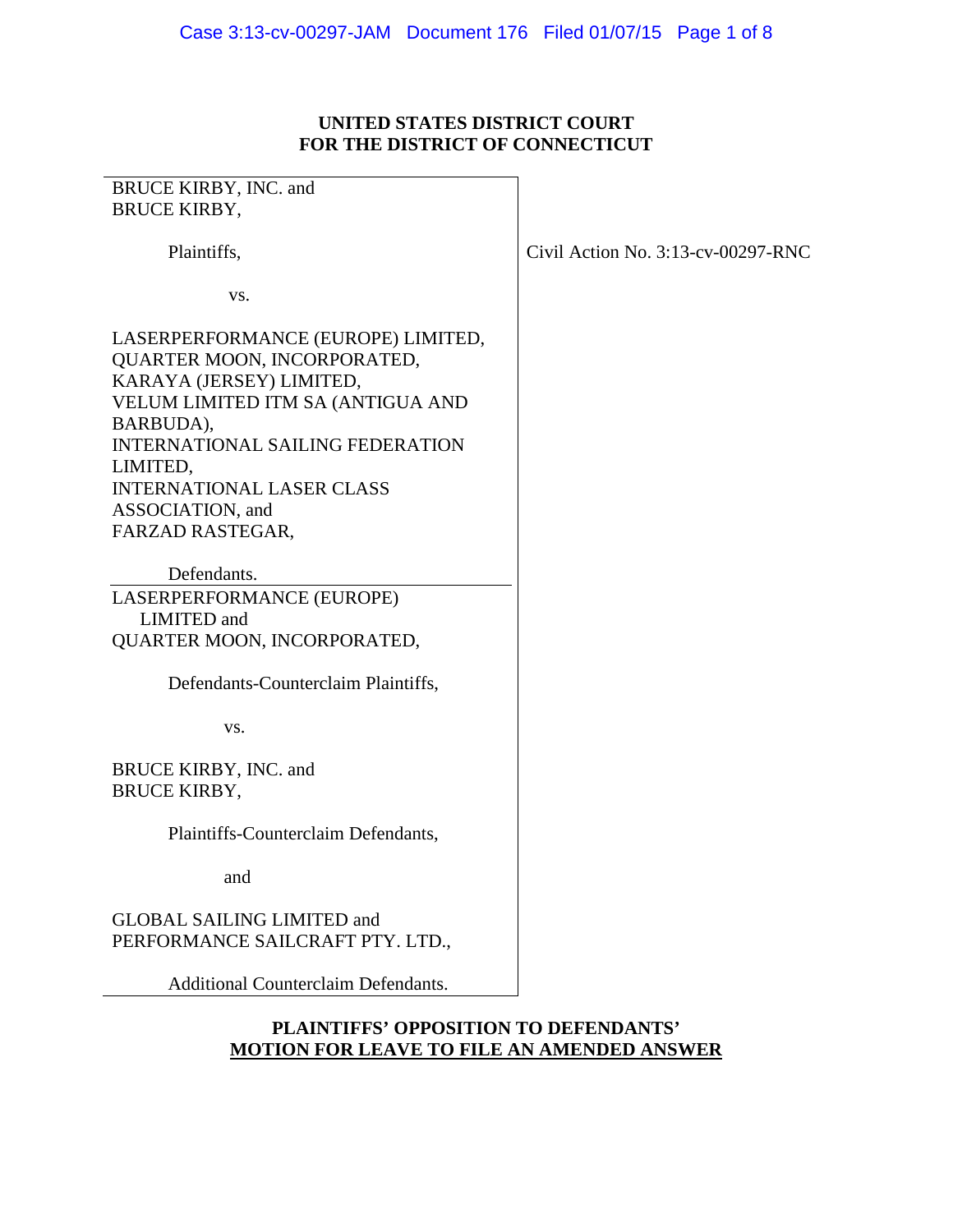**UNITED STATES DISTRICT COURT**
**FOR THE DISTRICT OF CONNECTICUT**

BRUCE KIRBY, INC. and
BRUCE KIRBY,

Plaintiffs,

vs.

LASERPERFORMANCE (EUROPE) LIMITED,
QUARTER MOON, INCORPORATED,
KARAYA (JERSEY) LIMITED,
VELUM LIMITED ITM SA (ANTIGUA AND BARBUDA),
INTERNATIONAL SAILING FEDERATION LIMITED,
INTERNATIONAL LASER CLASS ASSOCIATION, and
FARZAD RASTEGAR,

Defendants.

Civil Action No. 3:13-cv-00297-RNC

LASERPERFORMANCE (EUROPE) LIMITED and
QUARTER MOON, INCORPORATED,

Defendants-Counterclaim Plaintiffs,

vs.

BRUCE KIRBY, INC. and
BRUCE KIRBY,

Plaintiffs-Counterclaim Defendants,

and

GLOBAL SAILING LIMITED and
PERFORMANCE SAILCRAFT PTY. LTD.,

Additional Counterclaim Defendants.

**PLAINTIFFS' OPPOSITION TO DEFENDANTS' MOTION FOR LEAVE TO FILE AN AMENDED ANSWER**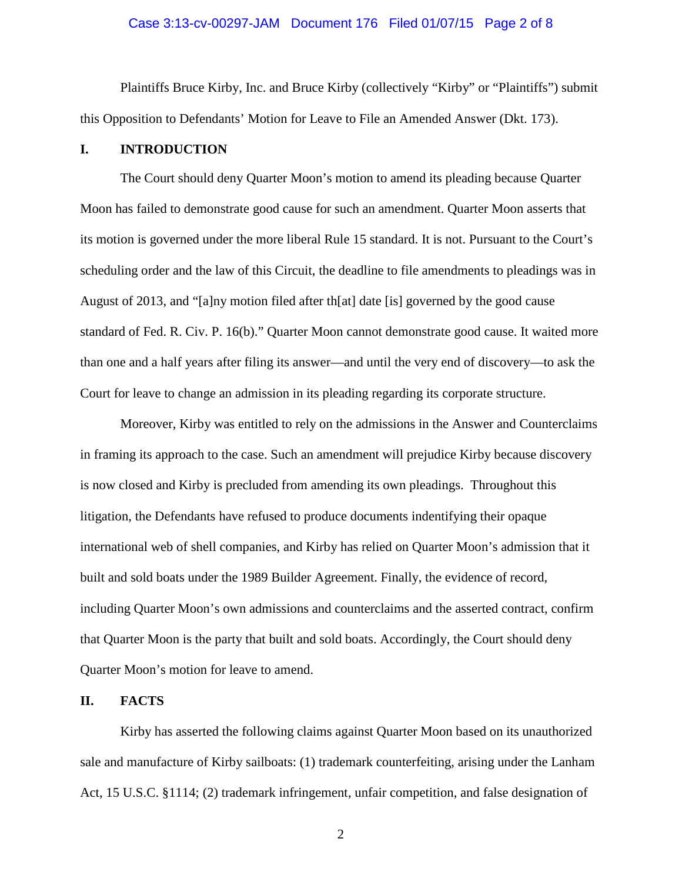Plaintiffs Bruce Kirby, Inc. and Bruce Kirby (collectively "Kirby" or "Plaintiffs") submit this Opposition to Defendants' Motion for Leave to File an Amended Answer (Dkt. 173).

## I. INTRODUCTION

The Court should deny Quarter Moon's motion to amend its pleading because Quarter Moon has failed to demonstrate good cause for such an amendment. Quarter Moon asserts that its motion is governed under the more liberal Rule 15 standard. It is not. Pursuant to the Court's scheduling order and the law of this Circuit, the deadline to file amendments to pleadings was in August of 2013, and "[a]ny motion filed after th[at] date [is] governed by the good cause standard of Fed. R. Civ. P. 16(b)." Quarter Moon cannot demonstrate good cause. It waited more than one and a half years after filing its answer—and until the very end of discovery—to ask the Court for leave to change an admission in its pleading regarding its corporate structure.

Moreover, Kirby was entitled to rely on the admissions in the Answer and Counterclaims in framing its approach to the case. Such an amendment will prejudice Kirby because discovery is now closed and Kirby is precluded from amending its own pleadings. Throughout this litigation, the Defendants have refused to produce documents indentifying their opaque international web of shell companies, and Kirby has relied on Quarter Moon's admission that it built and sold boats under the 1989 Builder Agreement. Finally, the evidence of record, including Quarter Moon's own admissions and counterclaims and the asserted contract, confirm that Quarter Moon is the party that built and sold boats. Accordingly, the Court should deny Quarter Moon's motion for leave to amend.

## II. FACTS

Kirby has asserted the following claims against Quarter Moon based on its unauthorized sale and manufacture of Kirby sailboats: (1) trademark counterfeiting, arising under the Lanham Act, 15 U.S.C. §1114; (2) trademark infringement, unfair competition, and false designation of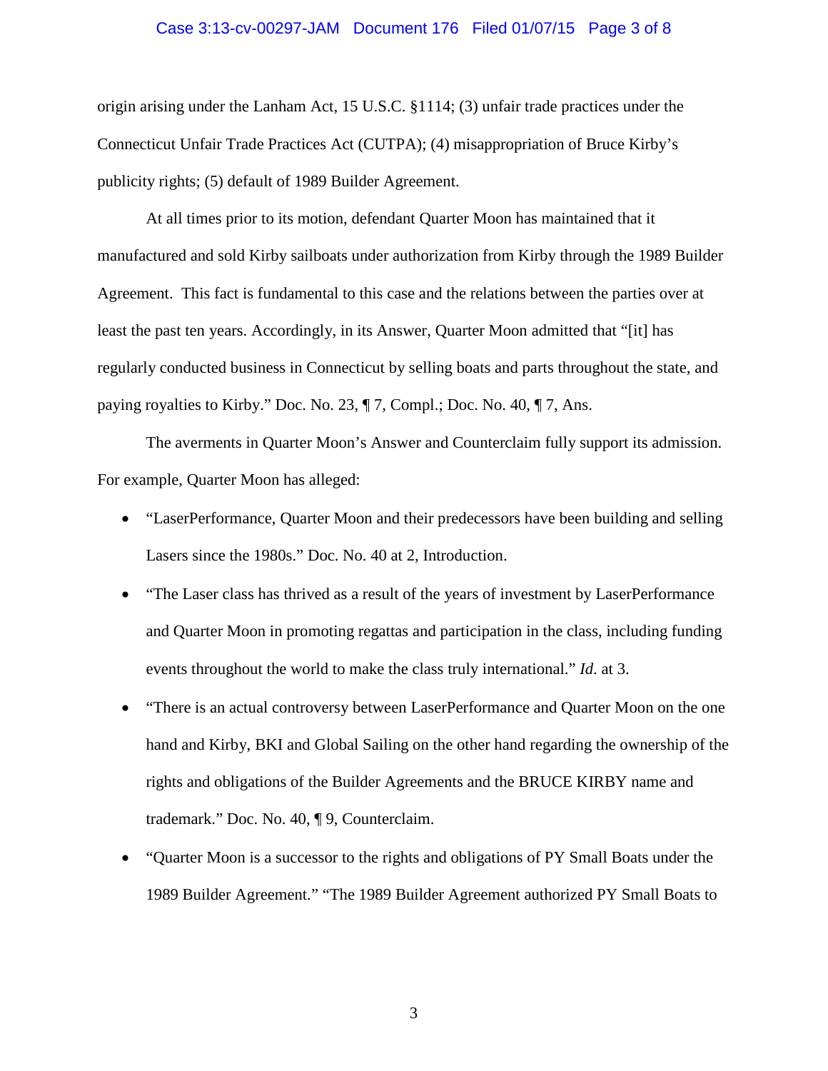origin arising under the Lanham Act, 15 U.S.C. §1114; (3) unfair trade practices under the Connecticut Unfair Trade Practices Act (CUTPA); (4) misappropriation of Bruce Kirby's publicity rights; (5) default of 1989 Builder Agreement.

At all times prior to its motion, defendant Quarter Moon has maintained that it manufactured and sold Kirby sailboats under authorization from Kirby through the 1989 Builder Agreement. This fact is fundamental to this case and the relations between the parties over at least the past ten years. Accordingly, in its Answer, Quarter Moon admitted that "[it] has regularly conducted business in Connecticut by selling boats and parts throughout the state, and paying royalties to Kirby." Doc. No. 23, ¶ 7, Compl.; Doc. No. 40, ¶ 7, Ans.

The averments in Quarter Moon's Answer and Counterclaim fully support its admission. For example, Quarter Moon has alleged:

- "LaserPerformance, Quarter Moon and their predecessors have been building and selling Lasers since the 1980s." Doc. No. 40 at 2, Introduction.
- "The Laser class has thrived as a result of the years of investment by LaserPerformance and Quarter Moon in promoting regattas and participation in the class, including funding events throughout the world to make the class truly international." *Id.* at 3.
- "There is an actual controversy between LaserPerformance and Quarter Moon on the one hand and Kirby, BKI and Global Sailing on the other hand regarding the ownership of the rights and obligations of the Builder Agreements and the BRUCE KIRBY name and trademark." Doc. No. 40, ¶ 9, Counterclaim.
- "Quarter Moon is a successor to the rights and obligations of PY Small Boats under the 1989 Builder Agreement." "The 1989 Builder Agreement authorized PY Small Boats to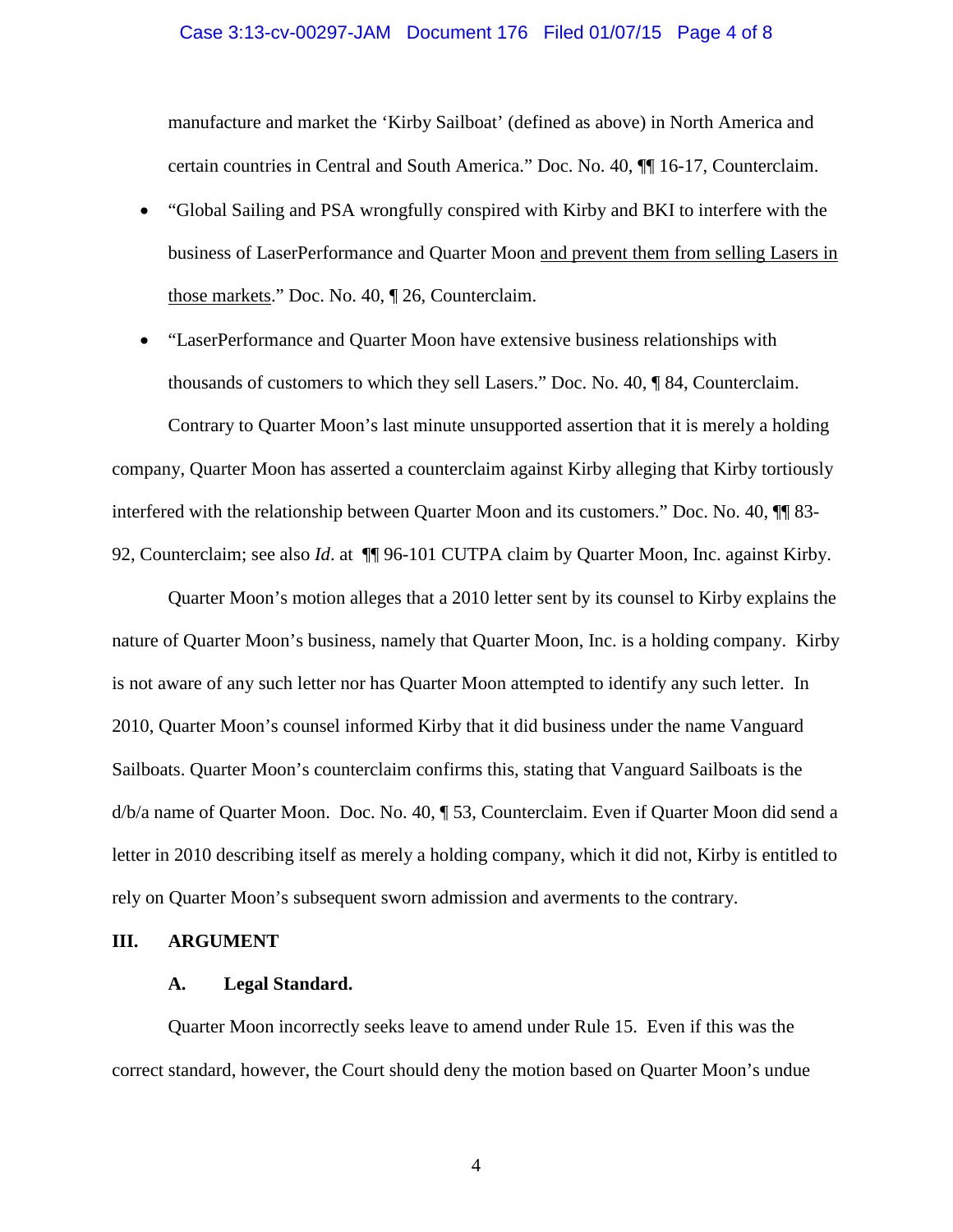manufacture and market the 'Kirby Sailboat' (defined as above) in North America and certain countries in Central and South America." Doc. No. 40, ¶¶ 16-17, Counterclaim.

- "Global Sailing and PSA wrongfully conspired with Kirby and BKI to interfere with the business of LaserPerformance and Quarter Moon <u>and prevent them from selling Lasers in those markets</u>." Doc. No. 40, ¶ 26, Counterclaim.
- "LaserPerformance and Quarter Moon have extensive business relationships with thousands of customers to which they sell Lasers." Doc. No. 40, ¶ 84, Counterclaim.

Contrary to Quarter Moon's last minute unsupported assertion that it is merely a holding company, Quarter Moon has asserted a counterclaim against Kirby alleging that Kirby tortiously interfered with the relationship between Quarter Moon and its customers." Doc. No. 40, ¶¶ 83-92, Counterclaim; see also *Id*. at ¶¶ 96-101 CUTPA claim by Quarter Moon, Inc. against Kirby.

Quarter Moon's motion alleges that a 2010 letter sent by its counsel to Kirby explains the nature of Quarter Moon's business, namely that Quarter Moon, Inc. is a holding company. Kirby is not aware of any such letter nor has Quarter Moon attempted to identify any such letter. In 2010, Quarter Moon's counsel informed Kirby that it did business under the name Vanguard Sailboats. Quarter Moon's counterclaim confirms this, stating that Vanguard Sailboats is the d/b/a name of Quarter Moon. Doc. No. 40, ¶ 53, Counterclaim. Even if Quarter Moon did send a letter in 2010 describing itself as merely a holding company, which it did not, Kirby is entitled to rely on Quarter Moon's subsequent sworn admission and averments to the contrary.

## III. ARGUMENT

### A. Legal Standard.

Quarter Moon incorrectly seeks leave to amend under Rule 15. Even if this was the correct standard, however, the Court should deny the motion based on Quarter Moon's undue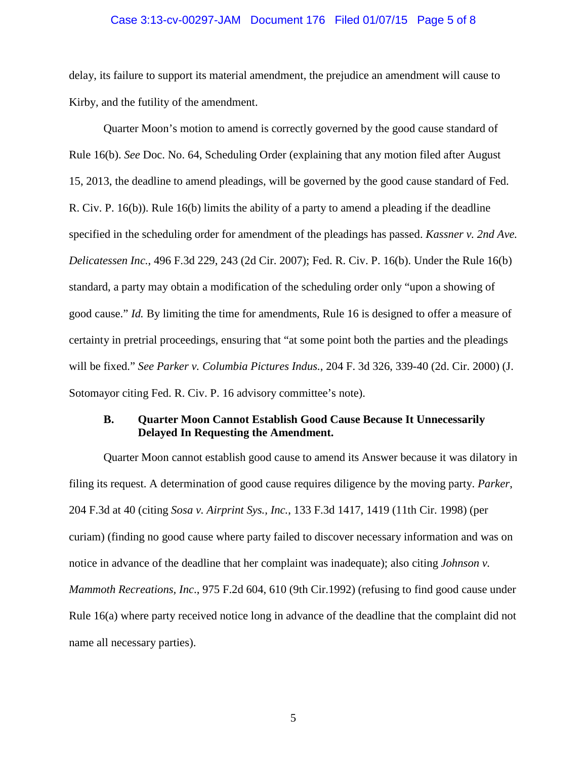delay, its failure to support its material amendment, the prejudice an amendment will cause to Kirby, and the futility of the amendment.

Quarter Moon's motion to amend is correctly governed by the good cause standard of Rule 16(b). *See* Doc. No. 64, Scheduling Order (explaining that any motion filed after August 15, 2013, the deadline to amend pleadings, will be governed by the good cause standard of Fed. R. Civ. P. 16(b)). Rule 16(b) limits the ability of a party to amend a pleading if the deadline specified in the scheduling order for amendment of the pleadings has passed. *Kassner v. 2nd Ave. Delicatessen Inc.*, 496 F.3d 229, 243 (2d Cir. 2007); Fed. R. Civ. P. 16(b). Under the Rule 16(b) standard, a party may obtain a modification of the scheduling order only "upon a showing of good cause." *Id.* By limiting the time for amendments, Rule 16 is designed to offer a measure of certainty in pretrial proceedings, ensuring that "at some point both the parties and the pleadings will be fixed." *See Parker v. Columbia Pictures Indus.*, 204 F. 3d 326, 339-40 (2d. Cir. 2000) (J. Sotomayor citing Fed. R. Civ. P. 16 advisory committee's note).

**B. Quarter Moon Cannot Establish Good Cause Because It Unnecessarily Delayed In Requesting the Amendment.**

Quarter Moon cannot establish good cause to amend its Answer because it was dilatory in filing its request. A determination of good cause requires diligence by the moving party. *Parker*, 204 F.3d at 40 (citing *Sosa v. Airprint Sys., Inc.*, 133 F.3d 1417, 1419 (11th Cir. 1998) (per curiam) (finding no good cause where party failed to discover necessary information and was on notice in advance of the deadline that her complaint was inadequate); also citing *Johnson v. Mammoth Recreations, Inc*., 975 F.2d 604, 610 (9th Cir.1992) (refusing to find good cause under Rule 16(a) where party received notice long in advance of the deadline that the complaint did not name all necessary parties).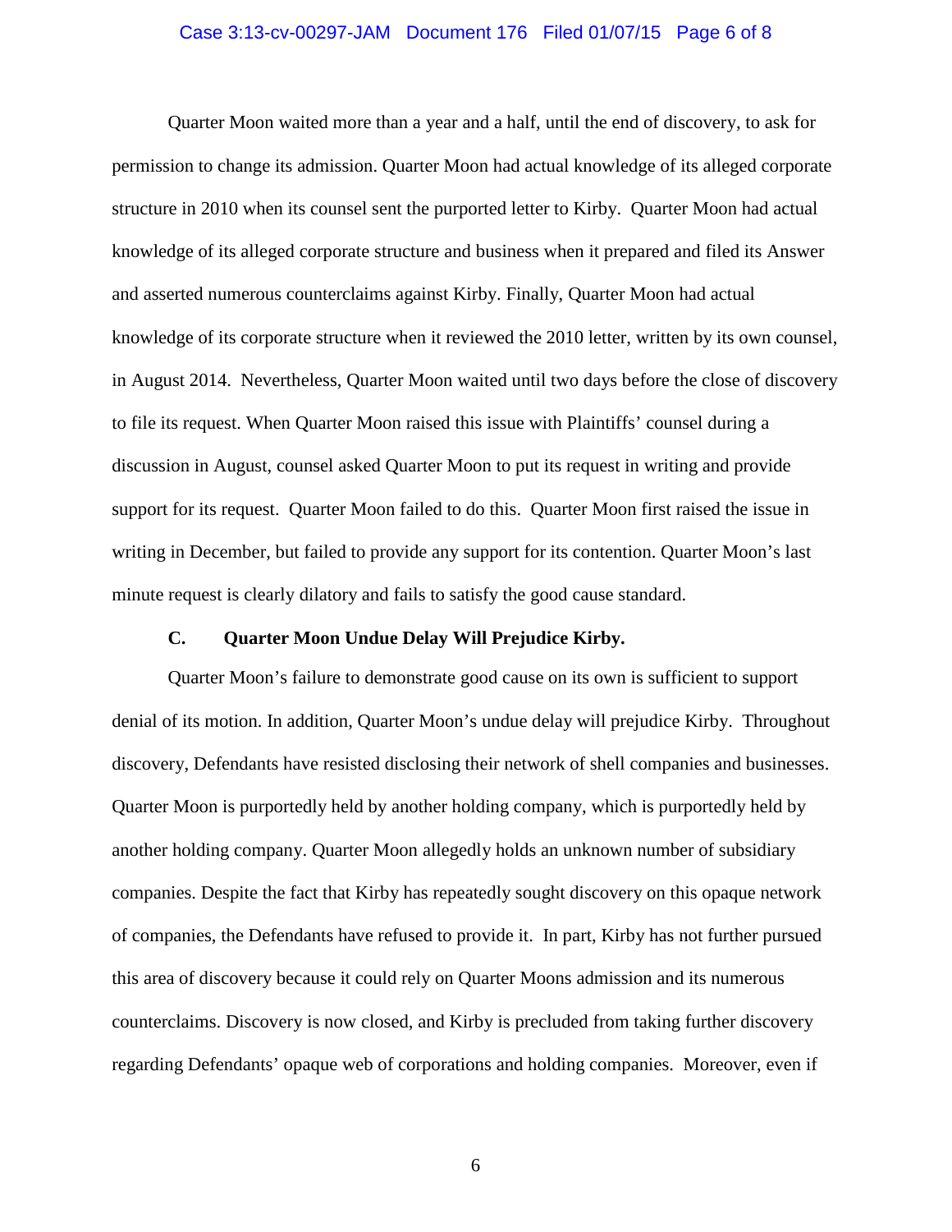Quarter Moon waited more than a year and a half, until the end of discovery, to ask for permission to change its admission. Quarter Moon had actual knowledge of its alleged corporate structure in 2010 when its counsel sent the purported letter to Kirby. Quarter Moon had actual knowledge of its alleged corporate structure and business when it prepared and filed its Answer and asserted numerous counterclaims against Kirby. Finally, Quarter Moon had actual knowledge of its corporate structure when it reviewed the 2010 letter, written by its own counsel, in August 2014. Nevertheless, Quarter Moon waited until two days before the close of discovery to file its request. When Quarter Moon raised this issue with Plaintiffs' counsel during a discussion in August, counsel asked Quarter Moon to put its request in writing and provide support for its request. Quarter Moon failed to do this. Quarter Moon first raised the issue in writing in December, but failed to provide any support for its contention. Quarter Moon's last minute request is clearly dilatory and fails to satisfy the good cause standard.

### C. Quarter Moon Undue Delay Will Prejudice Kirby.

Quarter Moon's failure to demonstrate good cause on its own is sufficient to support denial of its motion. In addition, Quarter Moon's undue delay will prejudice Kirby. Throughout discovery, Defendants have resisted disclosing their network of shell companies and businesses. Quarter Moon is purportedly held by another holding company, which is purportedly held by another holding company. Quarter Moon allegedly holds an unknown number of subsidiary companies. Despite the fact that Kirby has repeatedly sought discovery on this opaque network of companies, the Defendants have refused to provide it. In part, Kirby has not further pursued this area of discovery because it could rely on Quarter Moons admission and its numerous counterclaims. Discovery is now closed, and Kirby is precluded from taking further discovery regarding Defendants' opaque web of corporations and holding companies. Moreover, even if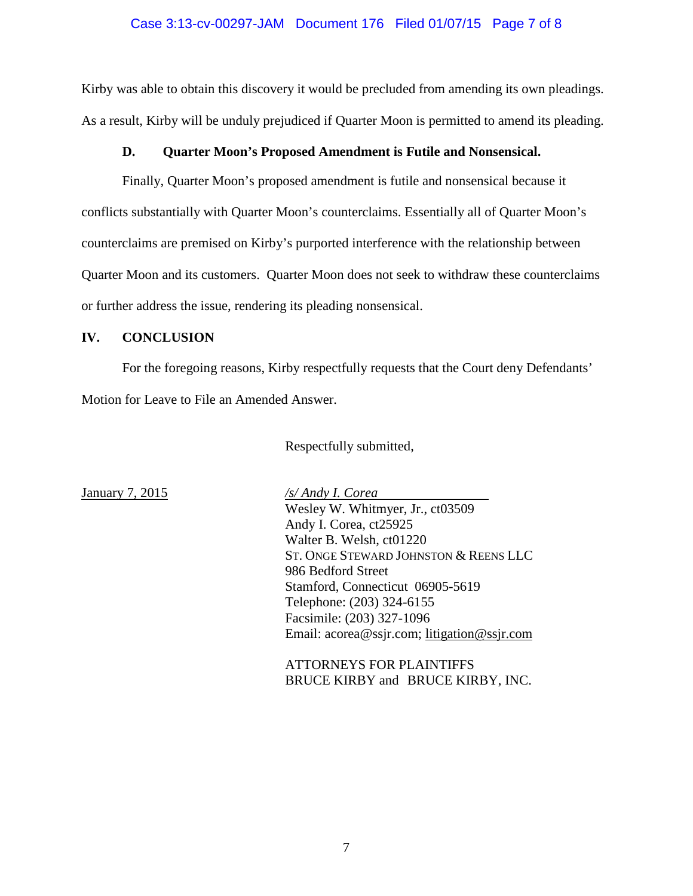Kirby was able to obtain this discovery it would be precluded from amending its own pleadings. As a result, Kirby will be unduly prejudiced if Quarter Moon is permitted to amend its pleading.

### D. Quarter Moon's Proposed Amendment is Futile and Nonsensical.

Finally, Quarter Moon's proposed amendment is futile and nonsensical because it conflicts substantially with Quarter Moon's counterclaims. Essentially all of Quarter Moon's counterclaims are premised on Kirby's purported interference with the relationship between Quarter Moon and its customers. Quarter Moon does not seek to withdraw these counterclaims or further address the issue, rendering its pleading nonsensical.

## IV. CONCLUSION

For the foregoing reasons, Kirby respectfully requests that the Court deny Defendants' Motion for Leave to File an Amended Answer.

Respectfully submitted,

January 7, 2015

*/s/ Andy I. Corea*
Wesley W. Whitmyer, Jr., ct03509
Andy I. Corea, ct25925
Walter B. Welsh, ct01220
ST. ONGE STEWARD JOHNSTON & REENS LLC
986 Bedford Street
Stamford, Connecticut 06905-5619
Telephone: (203) 324-6155
Facsimile: (203) 327-1096
Email: acorea@ssjr.com; litigation@ssjr.com

ATTORNEYS FOR PLAINTIFFS
BRUCE KIRBY and BRUCE KIRBY, INC.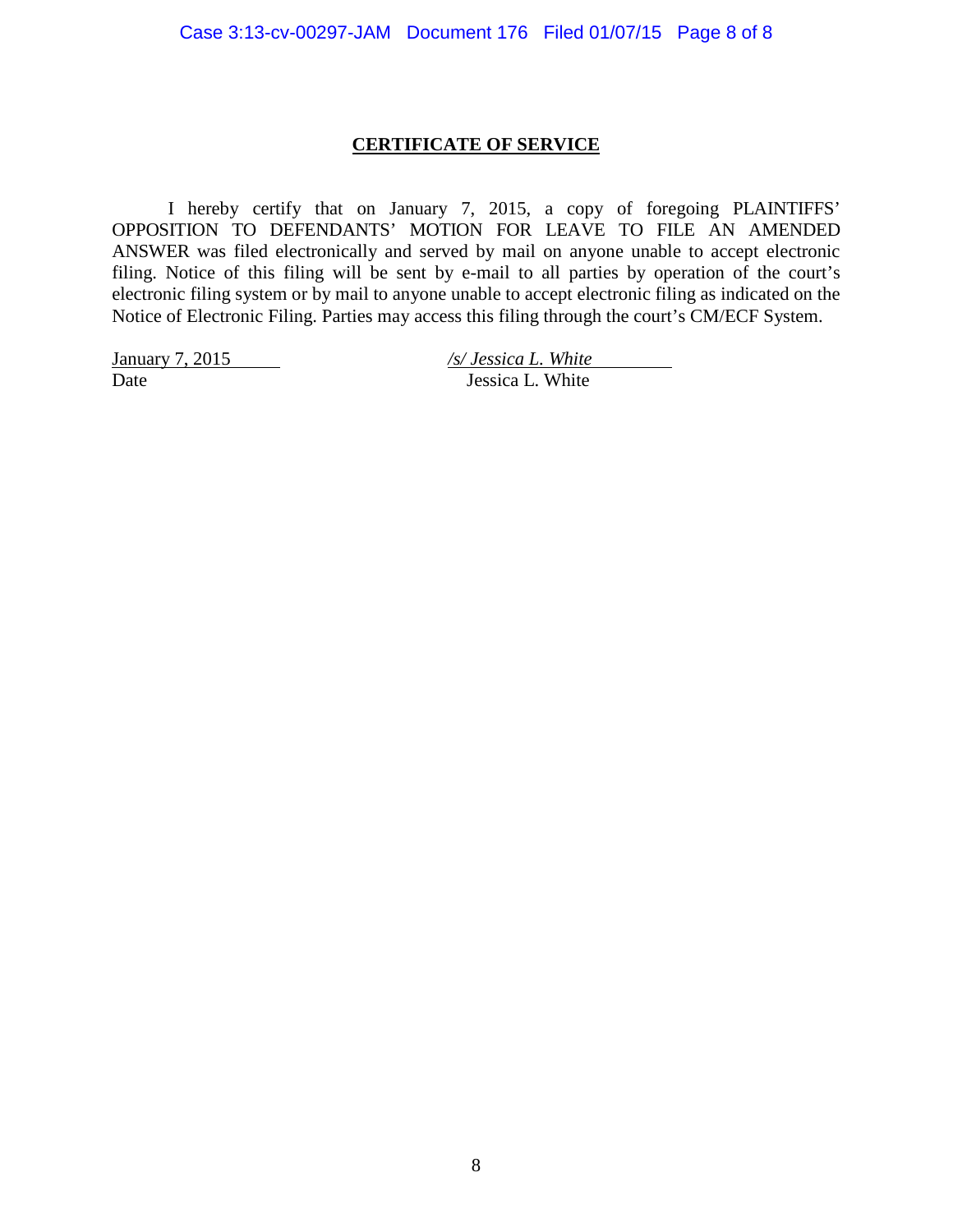## **CERTIFICATE OF SERVICE**

I hereby certify that on January 7, 2015, a copy of foregoing PLAINTIFFS' OPPOSITION TO DEFENDANTS' MOTION FOR LEAVE TO FILE AN AMENDED ANSWER was filed electronically and served by mail on anyone unable to accept electronic filing. Notice of this filing will be sent by e-mail to all parties by operation of the court's electronic filing system or by mail to anyone unable to accept electronic filing as indicated on the Notice of Electronic Filing. Parties may access this filing through the court's CM/ECF System.

January 7, 2015
Date

*/s/ Jessica L. White*
Jessica L. White